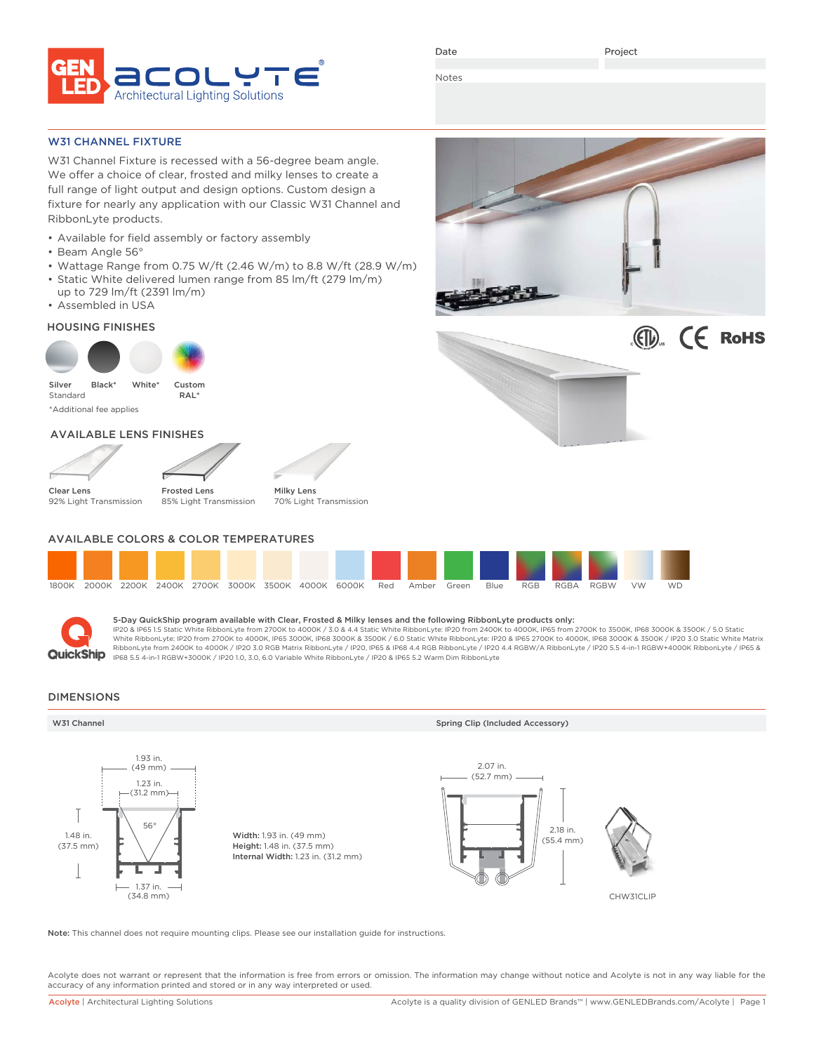Date

Project

Notes

## W31 CHANNEL FIXTURE

W31 Channel Fixture is recessed with a 56-degree beam angle. We offer a choice of clear, frosted and milky lenses to create a full range of light output and design options. Custom design a fixture for nearly any application with our Classic W31 Channel and RibbonLyte products.

- Available for field assembly or factory assembly
- Beam Angle 56°
- Wattage Range from 0.75 W/ft (2.46 W/m) to 8.8 W/ft (28.9 W/m)
- Static White delivered lumen range from 85 lm/ft (279 lm/m) up to 729 lm/ft (2391 lm/m)
- Assembled in USA

### HOUSING FINISHES

Silver Standard | Black* | White* | Custom RAL*

*Additional fee applies

### AVAILABLE LENS FINISHES

| Clear Lens | Frosted Lens | Milky Lens |
|---|---|---|
| 92% Light Transmission | 85% Light Transmission | 70% Light Transmission |

### AVAILABLE COLORS & COLOR TEMPERATURES

1800K | 2000K | 2200K | 2400K | 2700K | 3000K | 3500K | 4000K | 6000K | Red | Amber | Green | Blue | RGB | RGBA | RGBW | VW | WD

**5-Day QuickShip program available with Clear, Frosted & Milky lenses and the following RibbonLyte products only:**
IP20 & IP65 1.5 Static White RibbonLyte from 2700K to 4000K / 3.0 & 4.4 Static White RibbonLyte: IP20 from 2400K to 4000K, IP65 from 2700K to 3500K, IP68 3000K & 3500K / 5.0 Static White RibbonLyte: IP20 from 2700K to 4000K, IP65 3000K, IP68 3000K & 3500K / 6.0 Static White RibbonLyte: IP20 & IP65 2700K to 4000K, IP68 3000K & 3500K / IP20 3.0 Static White Matrix RibbonLyte from 2400K to 4000K / IP20 3.0 RGB Matrix RibbonLyte / IP20, IP65 & IP68 4.4 RGB RibbonLyte / IP20 4.4 RGBW/A RibbonLyte / IP20 5.5 4-in-1 RGBW+4000K RibbonLyte / IP65 & IP68 5.5 4-in-1 RGBW+3000K / IP20 1.0, 3.0, 6.0 Variable White RibbonLyte / IP20 & IP65 5.2 Warm Dim RibbonLyte

## DIMENSIONS

**W31 Channel**

1.93 in. (49 mm)
1.23 in. (31.2 mm)
56°
1.48 in. (37.5 mm)
1.37 in. (34.8 mm)

**Width:** 1.93 in. (49 mm)
**Height:** 1.48 in. (37.5 mm)
**Internal Width:** 1.23 in. (31.2 mm)

**Spring Clip (Included Accessory)**

2.07 in. (52.7 mm)
2.18 in. (55.4 mm)

CHW31CLIP

**Note:** This channel does not require mounting clips. Please see our installation guide for instructions.

Acolyte does not warrant or represent that the information is free from errors or omission. The information may change without notice and Acolyte is not in any way liable for the accuracy of any information printed and stored or in any way interpreted or used.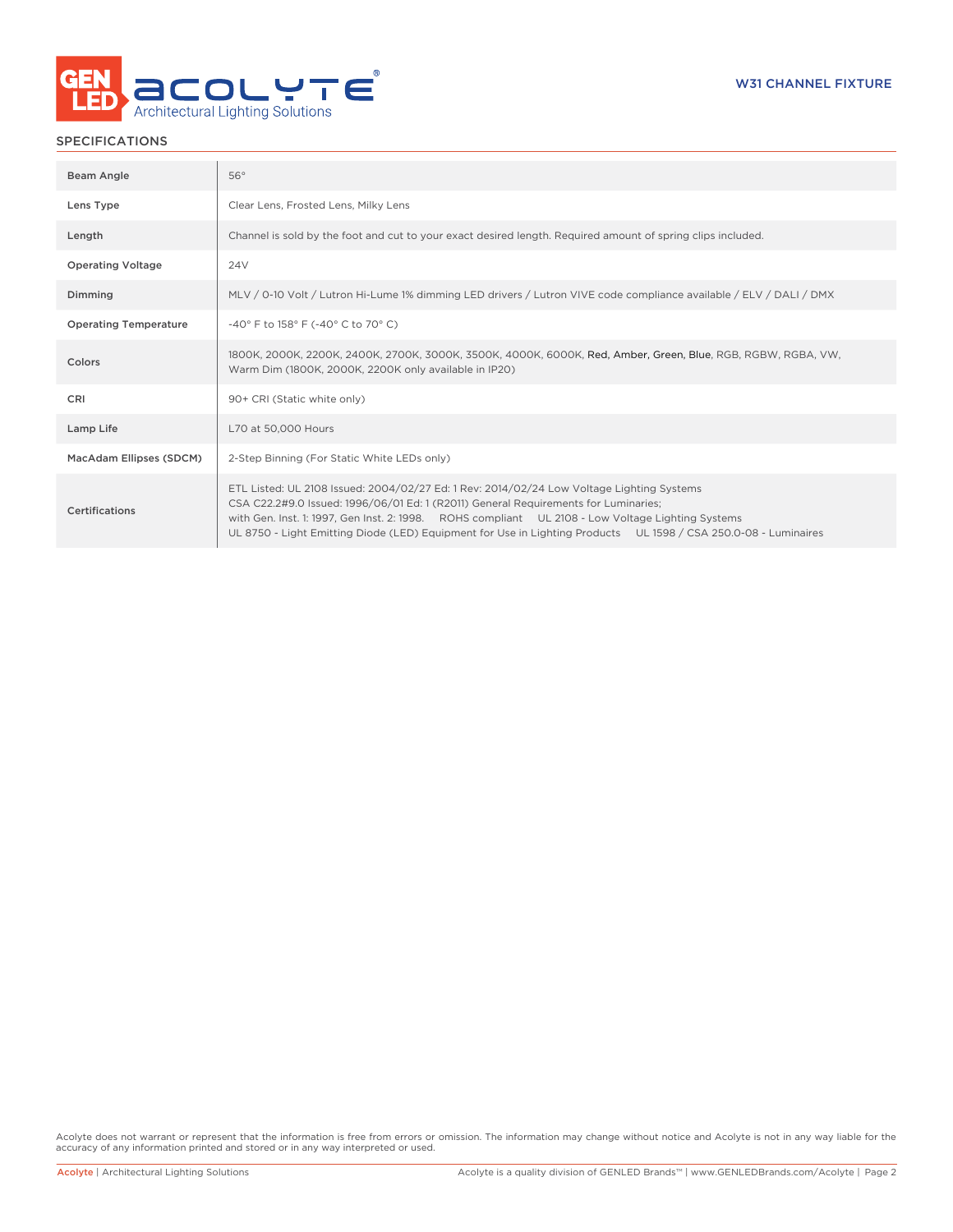W31 CHANNEL FIXTURE

## SPECIFICATIONS

| Specification | Details |
|---|---|
| Beam Angle | 56° |
| Lens Type | Clear Lens, Frosted Lens, Milky Lens |
| Length | Channel is sold by the foot and cut to your exact desired length. Required amount of spring clips included. |
| Operating Voltage | 24V |
| Dimming | MLV / 0-10 Volt / Lutron Hi-Lume 1% dimming LED drivers / Lutron VIVE code compliance available / ELV / DALI / DMX |
| Operating Temperature | -40° F to 158° F (-40° C to 70° C) |
| Colors | 1800K, 2000K, 2200K, 2400K, 2700K, 3000K, 3500K, 4000K, 6000K, Red, Amber, Green, Blue, RGB, RGBW, RGBA, VW, Warm Dim (1800K, 2000K, 2200K only available in IP20) |
| CRI | 90+ CRI (Static white only) |
| Lamp Life | L70 at 50,000 Hours |
| MacAdam Ellipses (SDCM) | 2-Step Binning (For Static White LEDs only) |
| Certifications | ETL Listed: UL 2108 Issued: 2004/02/27 Ed: 1 Rev: 2014/02/24 Low Voltage Lighting Systems CSA C22.2#9.0 Issued: 1996/06/01 Ed: 1 (R2011) General Requirements for Luminaries; with Gen. Inst. 1: 1997, Gen Inst. 2: 1998. ROHS compliant UL 2108 - Low Voltage Lighting Systems UL 8750 - Light Emitting Diode (LED) Equipment for Use in Lighting Products UL 1598 / CSA 250.0-08 - Luminaires |

Acolyte does not warrant or represent that the information is free from errors or omission. The information may change without notice and Acolyte is not in any way liable for the accuracy of any information printed and stored or in any way interpreted or used.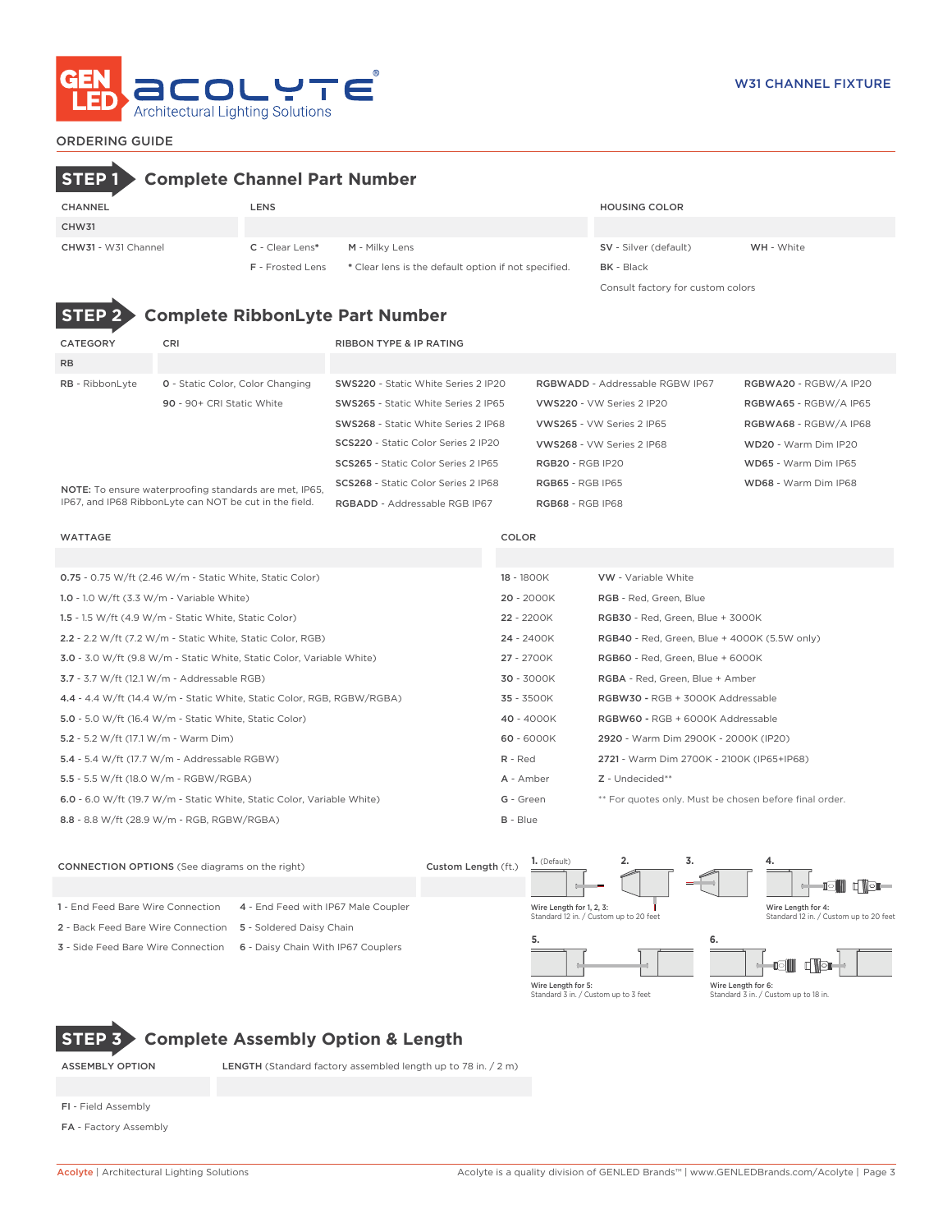# W31 CHANNEL FIXTURE

## ORDERING GUIDE

## STEP 1 Complete Channel Part Number

| CHANNEL | LENS | | HOUSING COLOR | |
|---|---|---|---|---|
| CHW31 | | | | |
| **CHW31** - W31 Channel | **C** - Clear Lens* | **M** - Milky Lens | **SV** - Silver (default) | **WH** - White |
| | **F** - Frosted Lens | * Clear lens is the default option if not specified. | **BK** - Black | |
| | | | Consult factory for custom colors | |

## STEP 2 Complete RibbonLyte Part Number

| CATEGORY | CRI | RIBBON TYPE & IP RATING | | |
|---|---|---|---|---|
| RB | | | | |
| **RB** - RibbonLyte | **0** - Static Color, Color Changing | **SWS220** - Static White Series 2 IP20 | **RGBWADD** - Addressable RGBW IP67 | **RGBWA20** - RGBW/A IP20 |
| | **90** - 90+ CRI Static White | **SWS265** - Static White Series 2 IP65 | **VWS220** - VW Series 2 IP20 | **RGBWA65** - RGBW/A IP65 |
| | | **SWS268** - Static White Series 2 IP68 | **VWS265** - VW Series 2 IP65 | **RGBWA68** - RGBW/A IP68 |
| | | **SCS220** - Static Color Series 2 IP20 | **VWS268** - VW Series 2 IP68 | **WD20** - Warm Dim IP20 |
| | | **SCS265** - Static Color Series 2 IP65 | **RGB20** - RGB IP20 | **WD65** - Warm Dim IP65 |
| | | **SCS268** - Static Color Series 2 IP68 | **RGB65** - RGB IP65 | **WD68** - Warm Dim IP68 |
| | | **RGBADD** - Addressable RGB IP67 | **RGB68** - RGB IP68 | |

NOTE: To ensure waterproofing standards are met, IP65, IP67, and IP68 RibbonLyte can NOT be cut in the field.

| WATTAGE | COLOR | |
|---|---|---|
| **0.75** - 0.75 W/ft (2.46 W/m - Static White, Static Color) | **18** - 1800K | **VW** - Variable White |
| **1.0** - 1.0 W/ft (3.3 W/m - Variable White) | **20** - 2000K | **RGB** - Red, Green, Blue |
| **1.5** - 1.5 W/ft (4.9 W/m - Static White, Static Color) | **22** - 2200K | **RGB30** - Red, Green, Blue + 3000K |
| **2.2** - 2.2 W/ft (7.2 W/m - Static White, Static Color, RGB) | **24** - 2400K | **RGB40** - Red, Green, Blue + 4000K (5.5W only) |
| **3.0** - 3.0 W/ft (9.8 W/m - Static White, Static Color, Variable White) | **27** - 2700K | **RGB60** - Red, Green, Blue + 6000K |
| **3.7** - 3.7 W/ft (12.1 W/m - Addressable RGB) | **30** - 3000K | **RGBA** - Red, Green, Blue + Amber |
| **4.4** - 4.4 W/ft (14.4 W/m - Static White, Static Color, RGB, RGBW/RGBA) | **35** - 3500K | **RGBW30** - RGB + 3000K Addressable |
| **5.0** - 5.0 W/ft (16.4 W/m - Static White, Static Color) | **40** - 4000K | **RGBW60** - RGB + 6000K Addressable |
| **5.2** - 5.2 W/ft (17.1 W/m - Warm Dim) | **60** - 6000K | **2920** - Warm Dim 2900K - 2000K (IP20) |
| **5.4** - 5.4 W/ft (17.7 W/m - Addressable RGBW) | **R** - Red | **2721** - Warm Dim 2700K - 2100K (IP65+IP68) |
| **5.5** - 5.5 W/ft (18.0 W/m - RGBW/RGBA) | **A** - Amber | **Z** - Undecided** |
| **6.0** - 6.0 W/ft (19.7 W/m - Static White, Static Color, Variable White) | **G** - Green | ** For quotes only. Must be chosen before final order. |
| **8.8** - 8.8 W/ft (28.9 W/m - RGB, RGBW/RGBA) | **B** - Blue | |

| CONNECTION OPTIONS (See diagrams on the right) | | Custom Length (ft.) |
|---|---|---|
| | | |
| 1 - End Feed Bare Wire Connection | 4 - End Feed with IP67 Male Coupler | |
| 2 - Back Feed Bare Wire Connection | 5 - Soldered Daisy Chain | |
| 3 - Side Feed Bare Wire Connection | 6 - Daisy Chain With IP67 Couplers | |

1. (Default) 2. 3. — Wire Length for 1, 2, 3: Standard 12 in. / Custom up to 20 feet

4. — Wire Length for 4: Standard 12 in. / Custom up to 20 feet

5. — Wire Length for 5: Standard 3 in. / Custom up to 3 feet

6. — Wire Length for 6: Standard 3 in. / Custom up to 18 in.

## STEP 3 Complete Assembly Option & Length

| ASSEMBLY OPTION | LENGTH (Standard factory assembled length up to 78 in. / 2 m) |
|---|---|
| | |
| **FI** - Field Assembly | |
| **FA** - Factory Assembly | |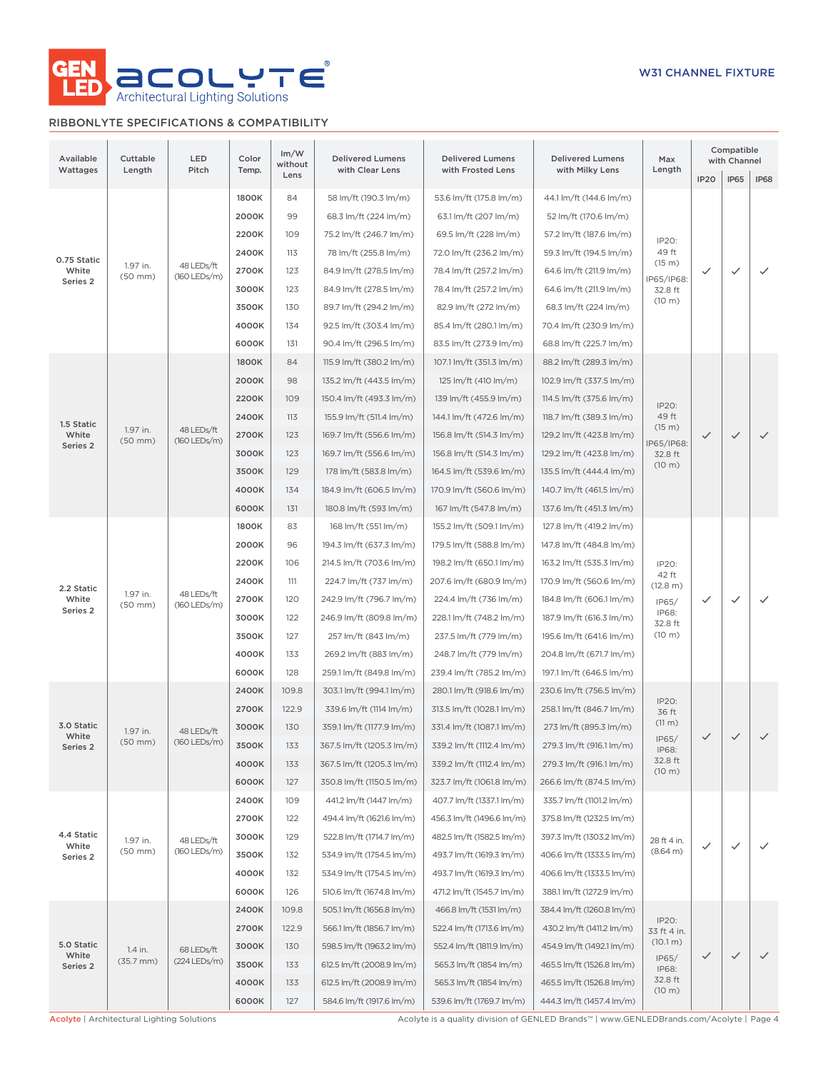W31 CHANNEL FIXTURE

## RIBBONLYTE SPECIFICATIONS & COMPATIBILITY

| Available Wattages | Cuttable Length | LED Pitch | Color Temp. | lm/W without Lens | Delivered Lumens with Clear Lens | Delivered Lumens with Frosted Lens | Delivered Lumens with Milky Lens | Max Length | Compatible with Channel | | |
|---|---|---|---|---|---|---|---|---|---|---|---|
| | | | | | | | | | IP20 | IP65 | IP68 |
| 0.75 Static White Series 2 | 1.97 in. (50 mm) | 48 LEDs/ft (160 LEDs/m) | 1800K | 84 | 58 lm/ft (190.3 lm/m) | 53.6 lm/ft (175.8 lm/m) | 44.1 lm/ft (144.6 lm/m) | IP20: 49 ft (15 m) IP65/IP68: 32.8 ft (10 m) | ✓ | ✓ | ✓ |
| | | | 2000K | 99 | 68.3 lm/ft (224 lm/m) | 63.1 lm/ft (207 lm/m) | 52 lm/ft (170.6 lm/m) | | | | |
| | | | 2200K | 109 | 75.2 lm/ft (246.7 lm/m) | 69.5 lm/ft (228 lm/m) | 57.2 lm/ft (187.6 lm/m) | | | | |
| | | | 2400K | 113 | 78 lm/ft (255.8 lm/m) | 72.0 lm/ft (236.2 lm/m) | 59.3 lm/ft (194.5 lm/m) | | | | |
| | | | 2700K | 123 | 84.9 lm/ft (278.5 lm/m) | 78.4 lm/ft (257.2 lm/m) | 64.6 lm/ft (211.9 lm/m) | | | | |
| | | | 3000K | 123 | 84.9 lm/ft (278.5 lm/m) | 78.4 lm/ft (257.2 lm/m) | 64.6 lm/ft (211.9 lm/m) | | | | |
| | | | 3500K | 130 | 89.7 lm/ft (294.2 lm/m) | 82.9 lm/ft (272 lm/m) | 68.3 lm/ft (224 lm/m) | | | | |
| | | | 4000K | 134 | 92.5 lm/ft (303.4 lm/m) | 85.4 lm/ft (280.1 lm/m) | 70.4 lm/ft (230.9 lm/m) | | | | |
| | | | 6000K | 131 | 90.4 lm/ft (296.5 lm/m) | 83.5 lm/ft (273.9 lm/m) | 68.8 lm/ft (225.7 lm/m) | | | | |
| 1.5 Static White Series 2 | 1.97 in. (50 mm) | 48 LEDs/ft (160 LEDs/m) | 1800K | 84 | 115.9 lm/ft (380.2 lm/m) | 107.1 lm/ft (351.3 lm/m) | 88.2 lm/ft (289.3 lm/m) | IP20: 49 ft (15 m) IP65/IP68: 32.8 ft (10 m) | ✓ | ✓ | ✓ |
| | | | 2000K | 98 | 135.2 lm/ft (443.5 lm/m) | 125 lm/ft (410 lm/m) | 102.9 lm/ft (337.5 lm/m) | | | | |
| | | | 2200K | 109 | 150.4 lm/ft (493.3 lm/m) | 139 lm/ft (455.9 lm/m) | 114.5 lm/ft (375.6 lm/m) | | | | |
| | | | 2400K | 113 | 155.9 lm/ft (511.4 lm/m) | 144.1 lm/ft (472.6 lm/m) | 118.7 lm/ft (389.3 lm/m) | | | | |
| | | | 2700K | 123 | 169.7 lm/ft (556.6 lm/m) | 156.8 lm/ft (514.3 lm/m) | 129.2 lm/ft (423.8 lm/m) | | | | |
| | | | 3000K | 123 | 169.7 lm/ft (556.6 lm/m) | 156.8 lm/ft (514.3 lm/m) | 129.2 lm/ft (423.8 lm/m) | | | | |
| | | | 3500K | 129 | 178 lm/ft (583.8 lm/m) | 164.5 lm/ft (539.6 lm/m) | 135.5 lm/ft (444.4 lm/m) | | | | |
| | | | 4000K | 134 | 184.9 lm/ft (606.5 lm/m) | 170.9 lm/ft (560.6 lm/m) | 140.7 lm/ft (461.5 lm/m) | | | | |
| | | | 6000K | 131 | 180.8 lm/ft (593 lm/m) | 167 lm/ft (547.8 lm/m) | 137.6 lm/ft (451.3 lm/m) | | | | |
| 2.2 Static White Series 2 | 1.97 in. (50 mm) | 48 LEDs/ft (160 LEDs/m) | 1800K | 83 | 168 lm/ft (551 lm/m) | 155.2 lm/ft (509.1 lm/m) | 127.8 lm/ft (419.2 lm/m) | IP20: 42 ft (12.8 m) IP65/ IP68: 32.8 ft (10 m) | ✓ | ✓ | ✓ |
| | | | 2000K | 96 | 194.3 lm/ft (637.3 lm/m) | 179.5 lm/ft (588.8 lm/m) | 147.8 lm/ft (484.8 lm/m) | | | | |
| | | | 2200K | 106 | 214.5 lm/ft (703.6 lm/m) | 198.2 lm/ft (650.1 lm/m) | 163.2 lm/ft (535.3 lm/m) | | | | |
| | | | 2400K | 111 | 224.7 lm/ft (737 lm/m) | 207.6 lm/ft (680.9 lm/m) | 170.9 lm/ft (560.6 lm/m) | | | | |
| | | | 2700K | 120 | 242.9 lm/ft (796.7 lm/m) | 224.4 lm/ft (736 lm/m) | 184.8 lm/ft (606.1 lm/m) | | | | |
| | | | 3000K | 122 | 246.9 lm/ft (809.8 lm/m) | 228.1 lm/ft (748.2 lm/m) | 187.9 lm/ft (616.3 lm/m) | | | | |
| | | | 3500K | 127 | 257 lm/ft (843 lm/m) | 237.5 lm/ft (779 lm/m) | 195.6 lm/ft (641.6 lm/m) | | | | |
| | | | 4000K | 133 | 269.2 lm/ft (883 lm/m) | 248.7 lm/ft (779 lm/m) | 204.8 lm/ft (671.7 lm/m) | | | | |
| | | | 6000K | 128 | 259.1 lm/ft (849.8 lm/m) | 239.4 lm/ft (785.2 lm/m) | 197.1 lm/ft (646.5 lm/m) | | | | |
| 3.0 Static White Series 2 | 1.97 in. (50 mm) | 48 LEDs/ft (160 LEDs/m) | 2400K | 109.8 | 303.1 lm/ft (994.1 lm/m) | 280.1 lm/ft (918.6 lm/m) | 230.6 lm/ft (756.5 lm/m) | IP20: 36 ft (11 m) IP65/ IP68: 32.8 ft (10 m) | ✓ | ✓ | ✓ |
| | | | 2700K | 122.9 | 339.6 lm/ft (1114 lm/m) | 313.5 lm/ft (1028.1 lm/m) | 258.1 lm/ft (846.7 lm/m) | | | | |
| | | | 3000K | 130 | 359.1 lm/ft (1177.9 lm/m) | 331.4 lm/ft (1087.1 lm/m) | 273 lm/ft (895.3 lm/m) | | | | |
| | | | 3500K | 133 | 367.5 lm/ft (1205.3 lm/m) | 339.2 lm/ft (1112.4 lm/m) | 279.3 lm/ft (916.1 lm/m) | | | | |
| | | | 4000K | 133 | 367.5 lm/ft (1205.3 lm/m) | 339.2 lm/ft (1112.4 lm/m) | 279.3 lm/ft (916.1 lm/m) | | | | |
| | | | 6000K | 127 | 350.8 lm/ft (1150.5 lm/m) | 323.7 lm/ft (1061.8 lm/m) | 266.6 lm/ft (874.5 lm/m) | | | | |
| 4.4 Static White Series 2 | 1.97 in. (50 mm) | 48 LEDs/ft (160 LEDs/m) | 2400K | 109 | 441.2 lm/ft (1447 lm/m) | 407.7 lm/ft (1337.1 lm/m) | 335.7 lm/ft (1101.2 lm/m) | 28 ft 4 in. (8.64 m) | ✓ | ✓ | ✓ |
| | | | 2700K | 122 | 494.4 lm/ft (1621.6 lm/m) | 456.3 lm/ft (1496.6 lm/m) | 375.8 lm/ft (1232.5 lm/m) | | | | |
| | | | 3000K | 129 | 522.8 lm/ft (1714.7 lm/m) | 482.5 lm/ft (1582.5 lm/m) | 397.3 lm/ft (1303.2 lm/m) | | | | |
| | | | 3500K | 132 | 534.9 lm/ft (1754.5 lm/m) | 493.7 lm/ft (1619.3 lm/m) | 406.6 lm/ft (1333.5 lm/m) | | | | |
| | | | 4000K | 132 | 534.9 lm/ft (1754.5 lm/m) | 493.7 lm/ft (1619.3 lm/m) | 406.6 lm/ft (1333.5 lm/m) | | | | |
| | | | 6000K | 126 | 510.6 lm/ft (1674.8 lm/m) | 471.2 lm/ft (1545.7 lm/m) | 388.1 lm/ft (1272.9 lm/m) | | | | |
| 5.0 Static White Series 2 | 1.4 in. (35.7 mm) | 68 LEDs/ft (224 LEDs/m) | 2400K | 109.8 | 505.1 lm/ft (1656.8 lm/m) | 466.8 lm/ft (1531 lm/m) | 384.4 lm/ft (1260.8 lm/m) | IP20: 33 ft 4 in. (10.1 m) IP65/ IP68: 32.8 ft (10 m) | ✓ | ✓ | ✓ |
| | | | 2700K | 122.9 | 566.1 lm/ft (1856.7 lm/m) | 522.4 lm/ft (1713.6 lm/m) | 430.2 lm/ft (1411.2 lm/m) | | | | |
| | | | 3000K | 130 | 598.5 lm/ft (1963.2 lm/m) | 552.4 lm/ft (1811.9 lm/m) | 454.9 lm/ft (1492.1 lm/m) | | | | |
| | | | 3500K | 133 | 612.5 lm/ft (2008.9 lm/m) | 565.3 lm/ft (1854 lm/m) | 465.5 lm/ft (1526.8 lm/m) | | | | |
| | | | 4000K | 133 | 612.5 lm/ft (2008.9 lm/m) | 565.3 lm/ft (1854 lm/m) | 465.5 lm/ft (1526.8 lm/m) | | | | |
| | | | 6000K | 127 | 584.6 lm/ft (1917.6 lm/m) | 539.6 lm/ft (1769.7 lm/m) | 444.3 lm/ft (1457.4 lm/m) | | | | |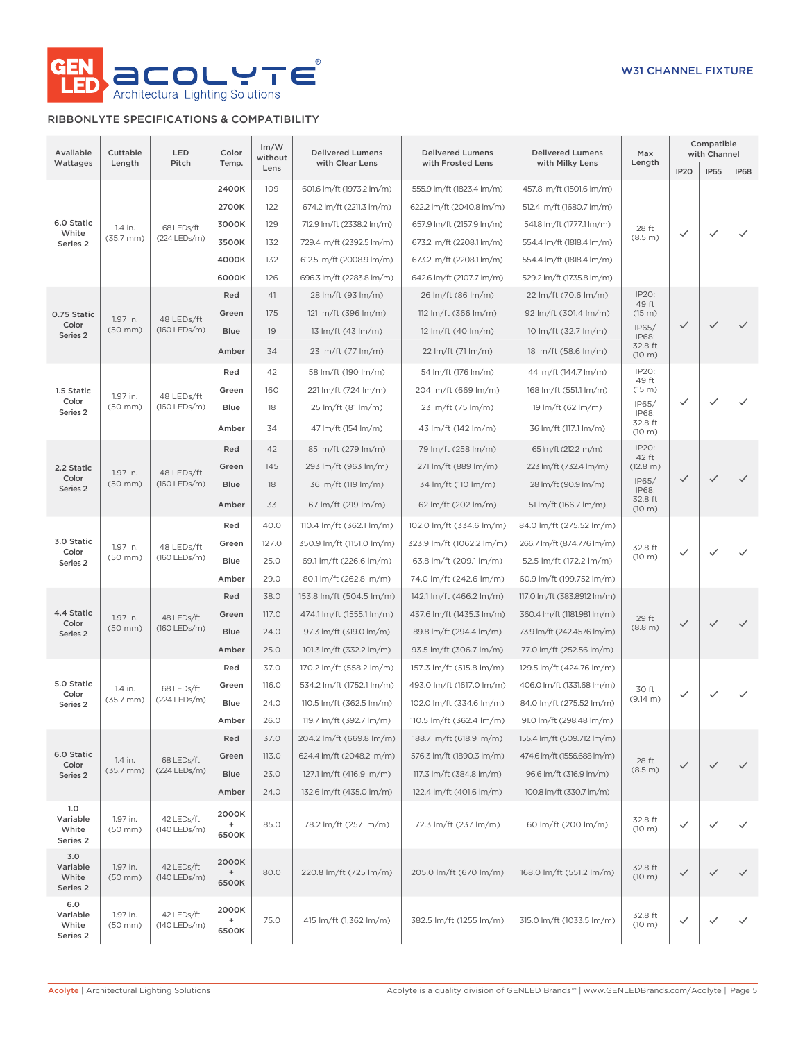W31 CHANNEL FIXTURE

## RIBBONLYTE SPECIFICATIONS & COMPATIBILITY

| Available Wattages | Cuttable Length | LED Pitch | Color Temp. | lm/W without Lens | Delivered Lumens with Clear Lens | Delivered Lumens with Frosted Lens | Delivered Lumens with Milky Lens | Max Length | Compatible with Channel | | |
|---|---|---|---|---|---|---|---|---|---|---|---|
| | | | | | | | | | IP20 | IP65 | IP68 |
| 6.0 Static White Series 2 | 1.4 in. (35.7 mm) | 68 LEDs/ft (224 LEDs/m) | 2400K | 109 | 601.6 lm/ft (1973.2 lm/m) | 555.9 lm/ft (1823.4 lm/m) | 457.8 lm/ft (1501.6 lm/m) | 28 ft (8.5 m) | ✓ | ✓ | ✓ |
| | | | 2700K | 122 | 674.2 lm/ft (2211.3 lm/m) | 622.2 lm/ft (2040.8 lm/m) | 512.4 lm/ft (1680.7 lm/m) | | | | |
| | | | 3000K | 129 | 712.9 lm/ft (2338.2 lm/m) | 657.9 lm/ft (2157.9 lm/m) | 541.8 lm/ft (1777.1 lm/m) | | | | |
| | | | 3500K | 132 | 729.4 lm/ft (2392.5 lm/m) | 673.2 lm/ft (2208.1 lm/m) | 554.4 lm/ft (1818.4 lm/m) | | | | |
| | | | 4000K | 132 | 612.5 lm/ft (2008.9 lm/m) | 673.2 lm/ft (2208.1 lm/m) | 554.4 lm/ft (1818.4 lm/m) | | | | |
| | | | 6000K | 126 | 696.3 lm/ft (2283.8 lm/m) | 642.6 lm/ft (2107.7 lm/m) | 529.2 lm/ft (1735.8 lm/m) | | | | |
| 0.75 Static Color Series 2 | 1.97 in. (50 mm) | 48 LEDs/ft (160 LEDs/m) | Red | 41 | 28 lm/ft (93 lm/m) | 26 lm/ft (86 lm/m) | 22 lm/ft (70.6 lm/m) | IP20: 49 ft (15 m) IP65/ IP68: 32.8 ft (10 m) | ✓ | ✓ | ✓ |
| | | | Green | 175 | 121 lm/ft (396 lm/m) | 112 lm/ft (366 lm/m) | 92 lm/ft (301.4 lm/m) | | | | |
| | | | Blue | 19 | 13 lm/ft (43 lm/m) | 12 lm/ft (40 lm/m) | 10 lm/ft (32.7 lm/m) | | | | |
| | | | Amber | 34 | 23 lm/ft (77 lm/m) | 22 lm/ft (71 lm/m) | 18 lm/ft (58.6 lm/m) | | | | |
| 1.5 Static Color Series 2 | 1.97 in. (50 mm) | 48 LEDs/ft (160 LEDs/m) | Red | 42 | 58 lm/ft (190 lm/m) | 54 lm/ft (176 lm/m) | 44 lm/ft (144.7 lm/m) | IP20: 49 ft (15 m) IP65/ IP68: 32.8 ft (10 m) | ✓ | ✓ | ✓ |
| | | | Green | 160 | 221 lm/ft (724 lm/m) | 204 lm/ft (669 lm/m) | 168 lm/ft (551.1 lm/m) | | | | |
| | | | Blue | 18 | 25 lm/ft (81 lm/m) | 23 lm/ft (75 lm/m) | 19 lm/ft (62 lm/m) | | | | |
| | | | Amber | 34 | 47 lm/ft (154 lm/m) | 43 lm/ft (142 lm/m) | 36 lm/ft (117.1 lm/m) | | | | |
| 2.2 Static Color Series 2 | 1.97 in. (50 mm) | 48 LEDs/ft (160 LEDs/m) | Red | 42 | 85 lm/ft (279 lm/m) | 79 lm/ft (258 lm/m) | 65 lm/ft (212.2 lm/m) | IP20: 42 ft (12.8 m) IP65/ IP68: 32.8 ft (10 m) | ✓ | ✓ | ✓ |
| | | | Green | 145 | 293 lm/ft (963 lm/m) | 271 lm/ft (889 lm/m) | 223 lm/ft (732.4 lm/m) | | | | |
| | | | Blue | 18 | 36 lm/ft (119 lm/m) | 34 lm/ft (110 lm/m) | 28 lm/ft (90.9 lm/m) | | | | |
| | | | Amber | 33 | 67 lm/ft (219 lm/m) | 62 lm/ft (202 lm/m) | 51 lm/ft (166.7 lm/m) | | | | |
| 3.0 Static Color Series 2 | 1.97 in. (50 mm) | 48 LEDs/ft (160 LEDs/m) | Red | 40.0 | 110.4 lm/ft (362.1 lm/m) | 102.0 lm/ft (334.6 lm/m) | 84.0 lm/ft (275.52 lm/m) | 32.8 ft (10 m) | ✓ | ✓ | ✓ |
| | | | Green | 127.0 | 350.9 lm/ft (1151.0 lm/m) | 323.9 lm/ft (1062.2 lm/m) | 266.7 lm/ft (874.776 lm/m) | | | | |
| | | | Blue | 25.0 | 69.1 lm/ft (226.6 lm/m) | 63.8 lm/ft (209.1 lm/m) | 52.5 lm/ft (172.2 lm/m) | | | | |
| | | | Amber | 29.0 | 80.1 lm/ft (262.8 lm/m) | 74.0 lm/ft (242.6 lm/m) | 60.9 lm/ft (199.752 lm/m) | | | | |
| 4.4 Static Color Series 2 | 1.97 in. (50 mm) | 48 LEDs/ft (160 LEDs/m) | Red | 38.0 | 153.8 lm/ft (504.5 lm/m) | 142.1 lm/ft (466.2 lm/m) | 117.0 lm/ft (383.8912 lm/m) | 29 ft (8.8 m) | ✓ | ✓ | ✓ |
| | | | Green | 117.0 | 474.1 lm/ft (1555.1 lm/m) | 437.6 lm/ft (1435.3 lm/m) | 360.4 lm/ft (1181.981 lm/m) | | | | |
| | | | Blue | 24.0 | 97.3 lm/ft (319.0 lm/m) | 89.8 lm/ft (294.4 lm/m) | 73.9 lm/ft (242.4576 lm/m) | | | | |
| | | | Amber | 25.0 | 101.3 lm/ft (332.2 lm/m) | 93.5 lm/ft (306.7 lm/m) | 77.0 lm/ft (252.56 lm/m) | | | | |
| 5.0 Static Color Series 2 | 1.4 in. (35.7 mm) | 68 LEDs/ft (224 LEDs/m) | Red | 37.0 | 170.2 lm/ft (558.2 lm/m) | 157.3 lm/ft (515.8 lm/m) | 129.5 lm/ft (424.76 lm/m) | 30 ft (9.14 m) | ✓ | ✓ | ✓ |
| | | | Green | 116.0 | 534.2 lm/ft (1752.1 lm/m) | 493.0 lm/ft (1617.0 lm/m) | 406.0 lm/ft (1331.68 lm/m) | | | | |
| | | | Blue | 24.0 | 110.5 lm/ft (362.5 lm/m) | 102.0 lm/ft (334.6 lm/m) | 84.0 lm/ft (275.52 lm/m) | | | | |
| | | | Amber | 26.0 | 119.7 lm/ft (392.7 lm/m) | 110.5 lm/ft (362.4 lm/m) | 91.0 lm/ft (298.48 lm/m) | | | | |
| 6.0 Static Color Series 2 | 1.4 in. (35.7 mm) | 68 LEDs/ft (224 LEDs/m) | Red | 37.0 | 204.2 lm/ft (669.8 lm/m) | 188.7 lm/ft (618.9 lm/m) | 155.4 lm/ft (509.712 lm/m) | 28 ft (8.5 m) | ✓ | ✓ | ✓ |
| | | | Green | 113.0 | 624.4 lm/ft (2048.2 lm/m) | 576.3 lm/ft (1890.3 lm/m) | 474.6 lm/ft (1556.688 lm/m) | | | | |
| | | | Blue | 23.0 | 127.1 lm/ft (416.9 lm/m) | 117.3 lm/ft (384.8 lm/m) | 96.6 lm/ft (316.9 lm/m) | | | | |
| | | | Amber | 24.0 | 132.6 lm/ft (435.0 lm/m) | 122.4 lm/ft (401.6 lm/m) | 100.8 lm/ft (330.7 lm/m) | | | | |
| 1.0 Variable White Series 2 | 1.97 in. (50 mm) | 42 LEDs/ft (140 LEDs/m) | 2000K + 6500K | 85.0 | 78.2 lm/ft (257 lm/m) | 72.3 lm/ft (237 lm/m) | 60 lm/ft (200 lm/m) | 32.8 ft (10 m) | ✓ | ✓ | ✓ |
| 3.0 Variable White Series 2 | 1.97 in. (50 mm) | 42 LEDs/ft (140 LEDs/m) | 2000K + 6500K | 80.0 | 220.8 lm/ft (725 lm/m) | 205.0 lm/ft (670 lm/m) | 168.0 lm/ft (551.2 lm/m) | 32.8 ft (10 m) | ✓ | ✓ | ✓ |
| 6.0 Variable White Series 2 | 1.97 in. (50 mm) | 42 LEDs/ft (140 LEDs/m) | 2000K + 6500K | 75.0 | 415 lm/ft (1,362 lm/m) | 382.5 lm/ft (1255 lm/m) | 315.0 lm/ft (1033.5 lm/m) | 32.8 ft (10 m) | ✓ | ✓ | ✓ |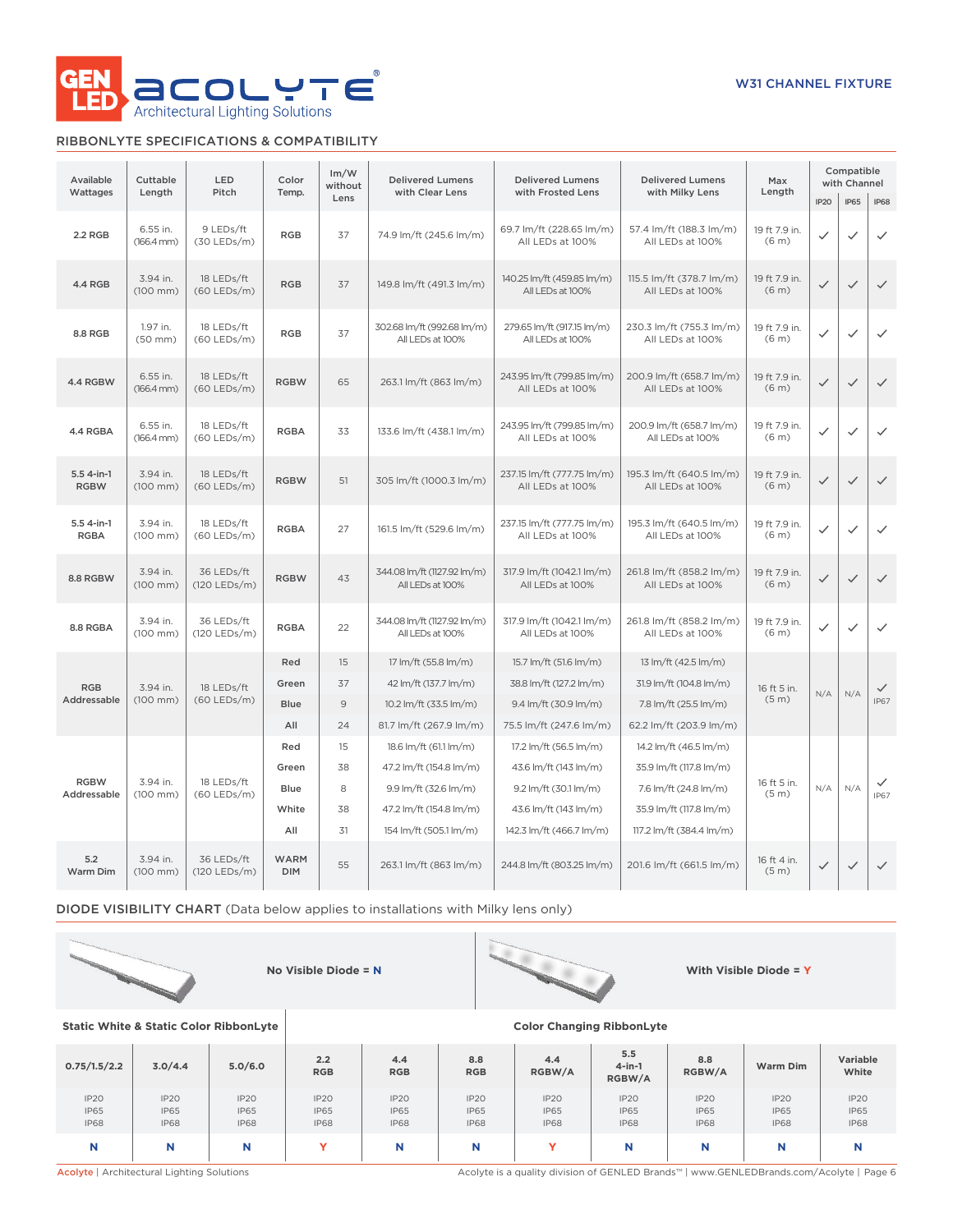**W31 CHANNEL FIXTURE**

## RIBBONLYTE SPECIFICATIONS & COMPATIBILITY

| Available Wattages | Cuttable Length | LED Pitch | Color Temp. | lm/W without Lens | Delivered Lumens with Clear Lens | Delivered Lumens with Frosted Lens | Delivered Lumens with Milky Lens | Max Length | Compatible with Channel | | |
|---|---|---|---|---|---|---|---|---|---|---|---|
| | | | | | | | | | IP20 | IP65 | IP68 |
| 2.2 RGB | 6.55 in. (166.4 mm) | 9 LEDs/ft (30 LEDs/m) | RGB | 37 | 74.9 lm/ft (245.6 lm/m) | 69.7 lm/ft (228.65 lm/m) All LEDs at 100% | 57.4 lm/ft (188.3 lm/m) All LEDs at 100% | 19 ft 7.9 in. (6 m) | ✓ | ✓ | ✓ |
| 4.4 RGB | 3.94 in. (100 mm) | 18 LEDs/ft (60 LEDs/m) | RGB | 37 | 149.8 lm/ft (491.3 lm/m) | 140.25 lm/ft (459.85 lm/m) All LEDs at 100% | 115.5 lm/ft (378.7 lm/m) All LEDs at 100% | 19 ft 7.9 in. (6 m) | ✓ | ✓ | ✓ |
| 8.8 RGB | 1.97 in. (50 mm) | 18 LEDs/ft (60 LEDs/m) | RGB | 37 | 302.68 lm/ft (992.68 lm/m) All LEDs at 100% | 279.65 lm/ft (917.15 lm/m) All LEDs at 100% | 230.3 lm/ft (755.3 lm/m) All LEDs at 100% | 19 ft 7.9 in. (6 m) | ✓ | ✓ | ✓ |
| 4.4 RGBW | 6.55 in. (166.4 mm) | 18 LEDs/ft (60 LEDs/m) | RGBW | 65 | 263.1 lm/ft (863 lm/m) | 243.95 lm/ft (799.85 lm/m) All LEDs at 100% | 200.9 lm/ft (658.7 lm/m) All LEDs at 100% | 19 ft 7.9 in. (6 m) | ✓ | ✓ | ✓ |
| 4.4 RGBA | 6.55 in. (166.4 mm) | 18 LEDs/ft (60 LEDs/m) | RGBA | 33 | 133.6 lm/ft (438.1 lm/m) | 243.95 lm/ft (799.85 lm/m) All LEDs at 100% | 200.9 lm/ft (658.7 lm/m) All LEDs at 100% | 19 ft 7.9 in. (6 m) | ✓ | ✓ | ✓ |
| 5.5 4-in-1 RGBW | 3.94 in. (100 mm) | 18 LEDs/ft (60 LEDs/m) | RGBW | 51 | 305 lm/ft (1000.3 lm/m) | 237.15 lm/ft (777.75 lm/m) All LEDs at 100% | 195.3 lm/ft (640.5 lm/m) All LEDs at 100% | 19 ft 7.9 in. (6 m) | ✓ | ✓ | ✓ |
| 5.5 4-in-1 RGBA | 3.94 in. (100 mm) | 18 LEDs/ft (60 LEDs/m) | RGBA | 27 | 161.5 lm/ft (529.6 lm/m) | 237.15 lm/ft (777.75 lm/m) All LEDs at 100% | 195.3 lm/ft (640.5 lm/m) All LEDs at 100% | 19 ft 7.9 in. (6 m) | ✓ | ✓ | ✓ |
| 8.8 RGBW | 3.94 in. (100 mm) | 36 LEDs/ft (120 LEDs/m) | RGBW | 43 | 344.08 lm/ft (1127.92 lm/m) All LEDs at 100% | 317.9 lm/ft (1042.1 lm/m) All LEDs at 100% | 261.8 lm/ft (858.2 lm/m) All LEDs at 100% | 19 ft 7.9 in. (6 m) | ✓ | ✓ | ✓ |
| 8.8 RGBA | 3.94 in. (100 mm) | 36 LEDs/ft (120 LEDs/m) | RGBA | 22 | 344.08 lm/ft (1127.92 lm/m) All LEDs at 100% | 317.9 lm/ft (1042.1 lm/m) All LEDs at 100% | 261.8 lm/ft (858.2 lm/m) All LEDs at 100% | 19 ft 7.9 in. (6 m) | ✓ | ✓ | ✓ |
| RGB Addressable | 3.94 in. (100 mm) | 18 LEDs/ft (60 LEDs/m) | Red | 15 | 17 lm/ft (55.8 lm/m) | 15.7 lm/ft (51.6 lm/m) | 13 lm/ft (42.5 lm/m) | 16 ft 5 in. (5 m) | N/A | N/A | ✓ IP67 |
| | | | Green | 37 | 42 lm/ft (137.7 lm/m) | 38.8 lm/ft (127.2 lm/m) | 31.9 lm/ft (104.8 lm/m) | | | | |
| | | | Blue | 9 | 10.2 lm/ft (33.5 lm/m) | 9.4 lm/ft (30.9 lm/m) | 7.8 lm/ft (25.5 lm/m) | | | | |
| | | | All | 24 | 81.7 lm/ft (267.9 lm/m) | 75.5 lm/ft (247.6 lm/m) | 62.2 lm/ft (203.9 lm/m) | | | | |
| RGBW Addressable | 3.94 in. (100 mm) | 18 LEDs/ft (60 LEDs/m) | Red | 15 | 18.6 lm/ft (61.1 lm/m) | 17.2 lm/ft (56.5 lm/m) | 14.2 lm/ft (46.5 lm/m) | 16 ft 5 in. (5 m) | N/A | N/A | ✓ IP67 |
| | | | Green | 38 | 47.2 lm/ft (154.8 lm/m) | 43.6 lm/ft (143 lm/m) | 35.9 lm/ft (117.8 lm/m) | | | | |
| | | | Blue | 8 | 9.9 lm/ft (32.6 lm/m) | 9.2 lm/ft (30.1 lm/m) | 7.6 lm/ft (24.8 lm/m) | | | | |
| | | | White | 38 | 47.2 lm/ft (154.8 lm/m) | 43.6 lm/ft (143 lm/m) | 35.9 lm/ft (117.8 lm/m) | | | | |
| | | | All | 31 | 154 lm/ft (505.1 lm/m) | 142.3 lm/ft (466.7 lm/m) | 117.2 lm/ft (384.4 lm/m) | | | | |
| 5.2 Warm Dim | 3.94 in. (100 mm) | 36 LEDs/ft (120 LEDs/m) | WARM DIM | 55 | 263.1 lm/ft (863 lm/m) | 244.8 lm/ft (803.25 lm/m) | 201.6 lm/ft (661.5 lm/m) | 16 ft 4 in. (5 m) | ✓ | ✓ | ✓ |

## DIODE VISIBILITY CHART (Data below applies to installations with Milky lens only)

**No Visible Diode = N** | **With Visible Diode = Y**

| Static White & Static Color RibbonLyte | | | Color Changing RibbonLyte | | | | | | | |
|---|---|---|---|---|---|---|---|---|---|---|
| 0.75/1.5/2.2 | 3.0/4.4 | 5.0/6.0 | 2.2 RGB | 4.4 RGB | 8.8 RGB | 4.4 RGBW/A | 5.5 4-in-1 RGBW/A | 8.8 RGBW/A | Warm Dim | Variable White |
| IP20 IP65 IP68 | IP20 IP65 IP68 | IP20 IP65 IP68 | IP20 IP65 IP68 | IP20 IP65 IP68 | IP20 IP65 IP68 | IP20 IP65 IP68 | IP20 IP65 IP68 | IP20 IP65 IP68 | IP20 IP65 IP68 | IP20 IP65 IP68 |
| N | N | N | Y | N | N | Y | N | N | N | N |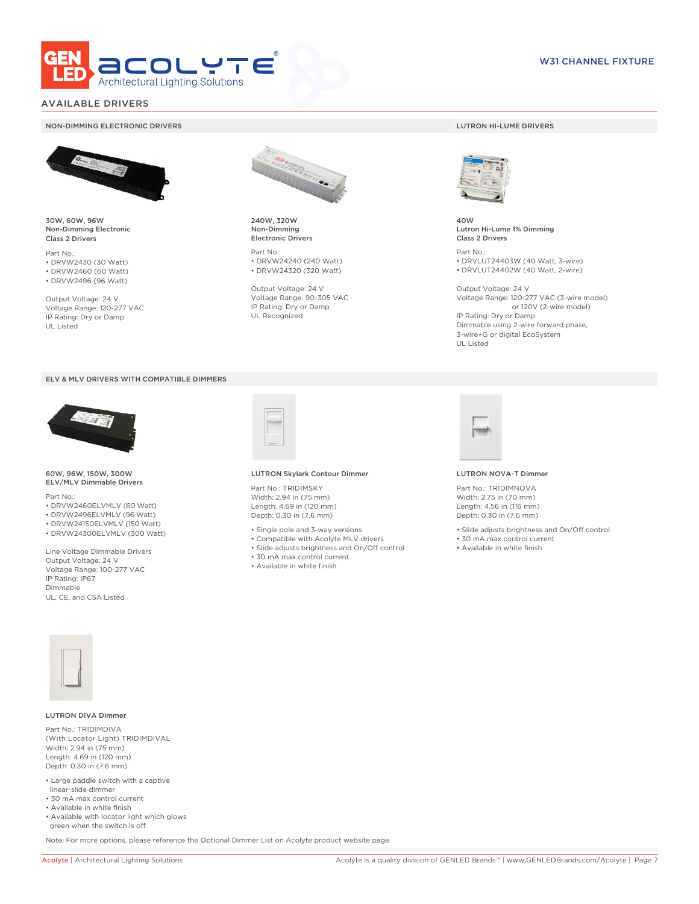## AVAILABLE DRIVERS

### NON-DIMMING ELECTRONIC DRIVERS

**30W, 60W, 96W**
**Non-Dimming Electronic**
**Class 2 Drivers**

Part No.:
- DRVW2430 (30 Watt)
- DRVW2460 (60 Watt)
- DRVW2496 (96 Watt)

Output Voltage: 24 V
Voltage Range: 120-277 VAC
IP Rating: Dry or Damp
UL Listed

**240W, 320W**
**Non-Dimming**
**Electronic Drivers**

Part No.:
- DRVW24240 (240 Watt)
- DRVW24320 (320 Watt)

Output Voltage: 24 V
Voltage Range: 90-305 VAC
IP Rating: Dry or Damp
UL Recognized

### LUTRON HI-LUME DRIVERS

**40W**
**Lutron Hi-Lume 1% Dimming**
**Class 2 Drivers**

Part No.:
- DRVLUT24403W (40 Watt, 3-wire)
- DRVLUT24402W (40 Watt, 2-wire)

Output Voltage: 24 V
Voltage Range: 120-277 VAC (3-wire model)
or 120V (2-wire model)
IP Rating: Dry or Damp
Dimmable using 2-wire forward phase, 3-wire+G or digital EcoSystem
UL Listed

### ELV & MLV DRIVERS WITH COMPATIBLE DIMMERS

**60W, 96W, 150W, 300W**
**ELV/MLV Dimmable Drivers**

Part No.:
- DRVW2460ELVMLV (60 Watt)
- DRVW2496ELVMLV (96 Watt)
- DRVW24150ELVMLV (150 Watt)
- DRVW24300ELVMLV (300 Watt)

Line Voltage Dimmable Drivers
Output Voltage: 24 V
Voltage Range: 100-277 VAC
IP Rating: IP67
Dimmable
UL, CE, and CSA Listed

**LUTRON Skylark Contour Dimmer**

Part No.: TRIDIMSKY
Width: 2.94 in (75 mm)
Length: 4.69 in (120 mm)
Depth: 0.30 in (7.6 mm)

- Single pole and 3-way versions
- Compatible with Acolyte MLV drivers
- Slide adjusts brightness and On/Off control
- 30 mA max control current
- Available in white finish

**LUTRON NOVA-T Dimmer**

Part No.: TRIDIMNOVA
Width: 2.75 in (70 mm)
Length: 4.56 in (116 mm)
Depth: 0.30 in (7.6 mm)

- Slide adjusts brightness and On/Off control
- 30 mA max control current
- Available in white finish

**LUTRON DIVA Dimmer**

Part No.: TRIDIMDIVA
(With Locator Light) TRIDIMDIVAL
Width: 2.94 in (75 mm)
Length: 4.69 in (120 mm)
Depth: 0.30 in (7.6 mm)

- Large paddle switch with a captive linear-slide dimmer
- 30 mA max control current
- Available in white finish
- Available with locator light which glows green when the switch is off

Note: For more options, please reference the Optional Dimmer List on Acolyte product website page.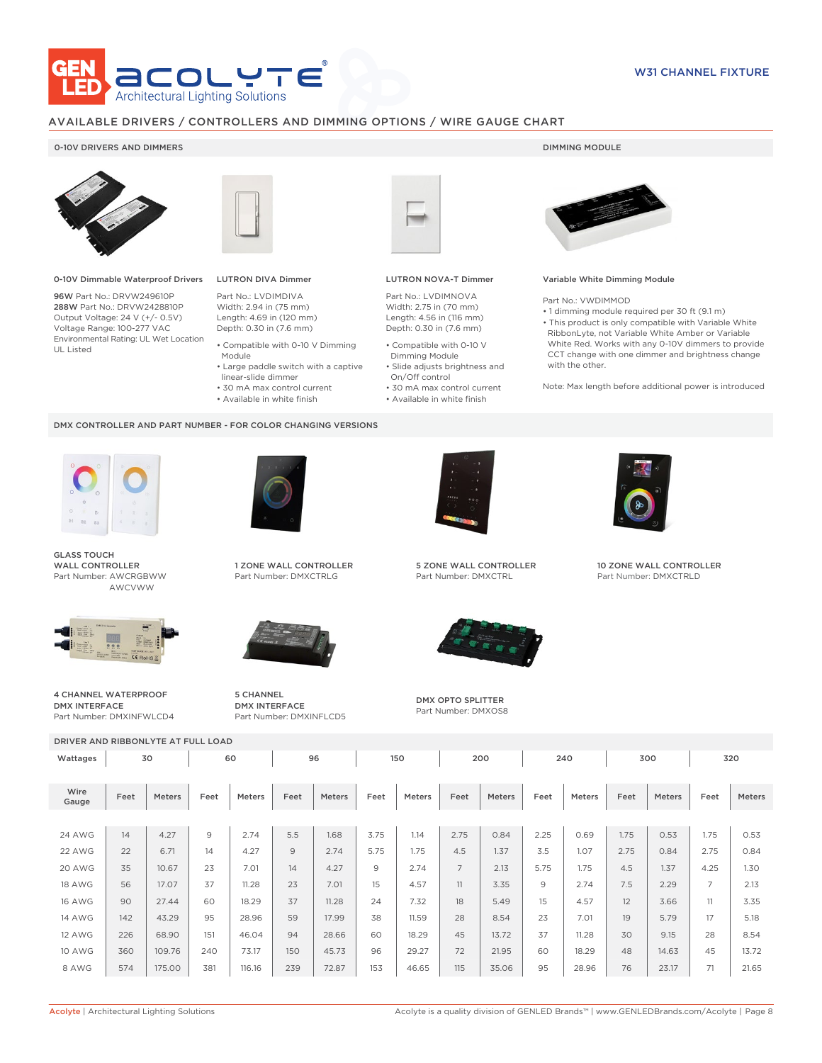# W31 CHANNEL FIXTURE

## AVAILABLE DRIVERS / CONTROLLERS AND DIMMING OPTIONS / WIRE GAUGE CHART

### 0-10V DRIVERS AND DIMMERS

**0-10V Dimmable Waterproof Drivers**

**96W** Part No.: DRVW249610P
**288W** Part No.: DRVW2428810P
Output Voltage: 24 V (+/- 0.5V)
Voltage Range: 100-277 VAC
Environmental Rating: UL Wet Location
UL Listed

**LUTRON DIVA Dimmer**

Part No.: LVDIMDIVA
Width: 2.94 in (75 mm)
Length: 4.69 in (120 mm)
Depth: 0.30 in (7.6 mm)

- Compatible with 0-10 V Dimming Module
- Large paddle switch with a captive linear-slide dimmer
- 30 mA max control current
- Available in white finish

**LUTRON NOVA-T Dimmer**

Part No.: LVDIMNOVA
Width: 2.75 in (70 mm)
Length: 4.56 in (116 mm)
Depth: 0.30 in (7.6 mm)

- Compatible with 0-10 V Dimming Module
- Slide adjusts brightness and On/Off control
- 30 mA max control current
- Available in white finish

### DIMMING MODULE

**Variable White Dimming Module**

Part No.: VWDIMMOD

- 1 dimming module required per 30 ft (9.1 m)
- This product is only compatible with Variable White RibbonLyte, not Variable White Amber or Variable White Red. Works with any 0-10V dimmers to provide CCT change with one dimmer and brightness change with the other.

Note: Max length before additional power is introduced

### DMX CONTROLLER AND PART NUMBER - FOR COLOR CHANGING VERSIONS

**GLASS TOUCH WALL CONTROLLER**
Part Number: AWCRGBWW
AWCVWW

**1 ZONE WALL CONTROLLER**
Part Number: DMXCTRLG

**5 ZONE WALL CONTROLLER**
Part Number: DMXCTRL

**10 ZONE WALL CONTROLLER**
Part Number: DMXCTRLD

**4 CHANNEL WATERPROOF DMX INTERFACE**
Part Number: DMXINFWLCD4

**5 CHANNEL DMX INTERFACE**
Part Number: DMXINFLCD5

**DMX OPTO SPLITTER**
Part Number: DMXOS8

### DRIVER AND RIBBONLYTE AT FULL LOAD

| Wattages | 30 | | 60 | | 96 | | 150 | | 200 | | 240 | | 300 | | 320 | |
|---|---|---|---|---|---|---|---|---|---|---|---|---|---|---|---|---|
| Wire Gauge | Feet | Meters | Feet | Meters | Feet | Meters | Feet | Meters | Feet | Meters | Feet | Meters | Feet | Meters | Feet | Meters |
| 24 AWG | 14 | 4.27 | 9 | 2.74 | 5.5 | 1.68 | 3.75 | 1.14 | 2.75 | 0.84 | 2.25 | 0.69 | 1.75 | 0.53 | 1.75 | 0.53 |
| 22 AWG | 22 | 6.71 | 14 | 4.27 | 9 | 2.74 | 5.75 | 1.75 | 4.5 | 1.37 | 3.5 | 1.07 | 2.75 | 0.84 | 2.75 | 0.84 |
| 20 AWG | 35 | 10.67 | 23 | 7.01 | 14 | 4.27 | 9 | 2.74 | 7 | 2.13 | 5.75 | 1.75 | 4.5 | 1.37 | 4.25 | 1.30 |
| 18 AWG | 56 | 17.07 | 37 | 11.28 | 23 | 7.01 | 15 | 4.57 | 11 | 3.35 | 9 | 2.74 | 7.5 | 2.29 | 7 | 2.13 |
| 16 AWG | 90 | 27.44 | 60 | 18.29 | 37 | 11.28 | 24 | 7.32 | 18 | 5.49 | 15 | 4.57 | 12 | 3.66 | 11 | 3.35 |
| 14 AWG | 142 | 43.29 | 95 | 28.96 | 59 | 17.99 | 38 | 11.59 | 28 | 8.54 | 23 | 7.01 | 19 | 5.79 | 17 | 5.18 |
| 12 AWG | 226 | 68.90 | 151 | 46.04 | 94 | 28.66 | 60 | 18.29 | 45 | 13.72 | 37 | 11.28 | 30 | 9.15 | 28 | 8.54 |
| 10 AWG | 360 | 109.76 | 240 | 73.17 | 150 | 45.73 | 96 | 29.27 | 72 | 21.95 | 60 | 18.29 | 48 | 14.63 | 45 | 13.72 |
| 8 AWG | 574 | 175.00 | 381 | 116.16 | 239 | 72.87 | 153 | 46.65 | 115 | 35.06 | 95 | 28.96 | 76 | 23.17 | 71 | 21.65 |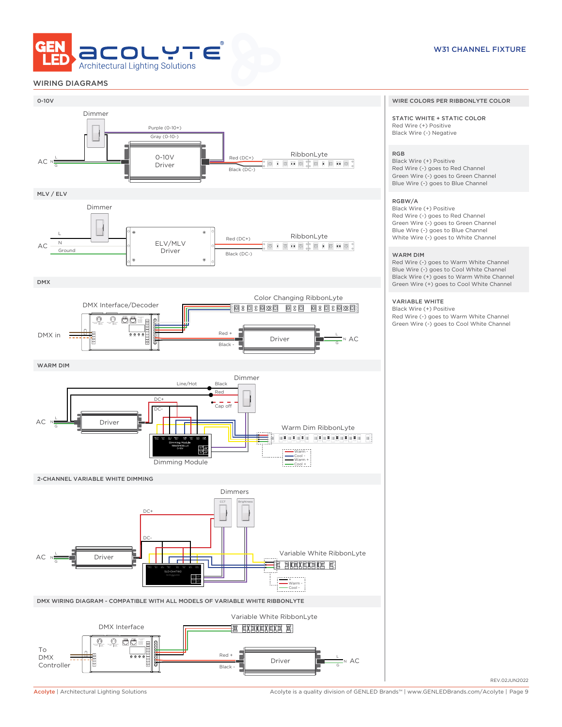W31 CHANNEL FIXTURE

## WIRING DIAGRAMS

### 0-10V

Dimmer
Purple (0-10+)
Gray (0-10-)
AC L N G
0-10V Driver
Red (DC+)
Black (DC-)
RibbonLyte

### MLV / ELV

Dimmer
AC L N Ground
ELV/MLV Driver
Red (DC+)
Black (DC-)
RibbonLyte

### DMX

DMX Interface/Decoder
Color Changing RibbonLyte
DMX in
Red +
Black -
Driver
L N AC G

### WARM DIM

Dimmer
Line/Hot
Black
Red
Cap off
DC+
DC-
AC L N G
Driver
Dimming Module
Warm Dim RibbonLyte
Warm -
Cool -
Warm +
Cool +

### 2-CHANNEL VARIABLE WHITE DIMMING

Dimmers
CCT
Brightness
DC+
DC-
AC L N G
Driver
Variable White RibbonLyte
Warm -
Cool -

### DMX WIRING DIAGRAM - COMPATIBLE WITH ALL MODELS OF VARIABLE WHITE RIBBONLYTE

Variable White RibbonLyte
DMX Interface
To DMX Controller
Red +
Black -
Driver
L N AC G

## WIRE COLORS PER RIBBONLYTE COLOR

**STATIC WHITE + STATIC COLOR**
Red Wire (+) Positive
Black Wire (-) Negative

**RGB**
Black Wire (+) Positive
Red Wire (-) goes to Red Channel
Green Wire (-) goes to Green Channel
Blue Wire (-) goes to Blue Channel

**RGBW/A**
Black Wire (+) Positive
Red Wire (-) goes to Red Channel
Green Wire (-) goes to Green Channel
Blue Wire (-) goes to Blue Channel
White Wire (-) goes to White Channel

**WARM DIM**
Red Wire (-) goes to Warm White Channel
Blue Wire (-) goes to Cool White Channel
Black Wire (+) goes to Warm White Channel
Green Wire (+) goes to Cool White Channel

**VARIABLE WHITE**
Black Wire (+) Positive
Red Wire (-) goes to Warm White Channel
Green Wire (-) goes to Cool White Channel

REV.02JUN2022